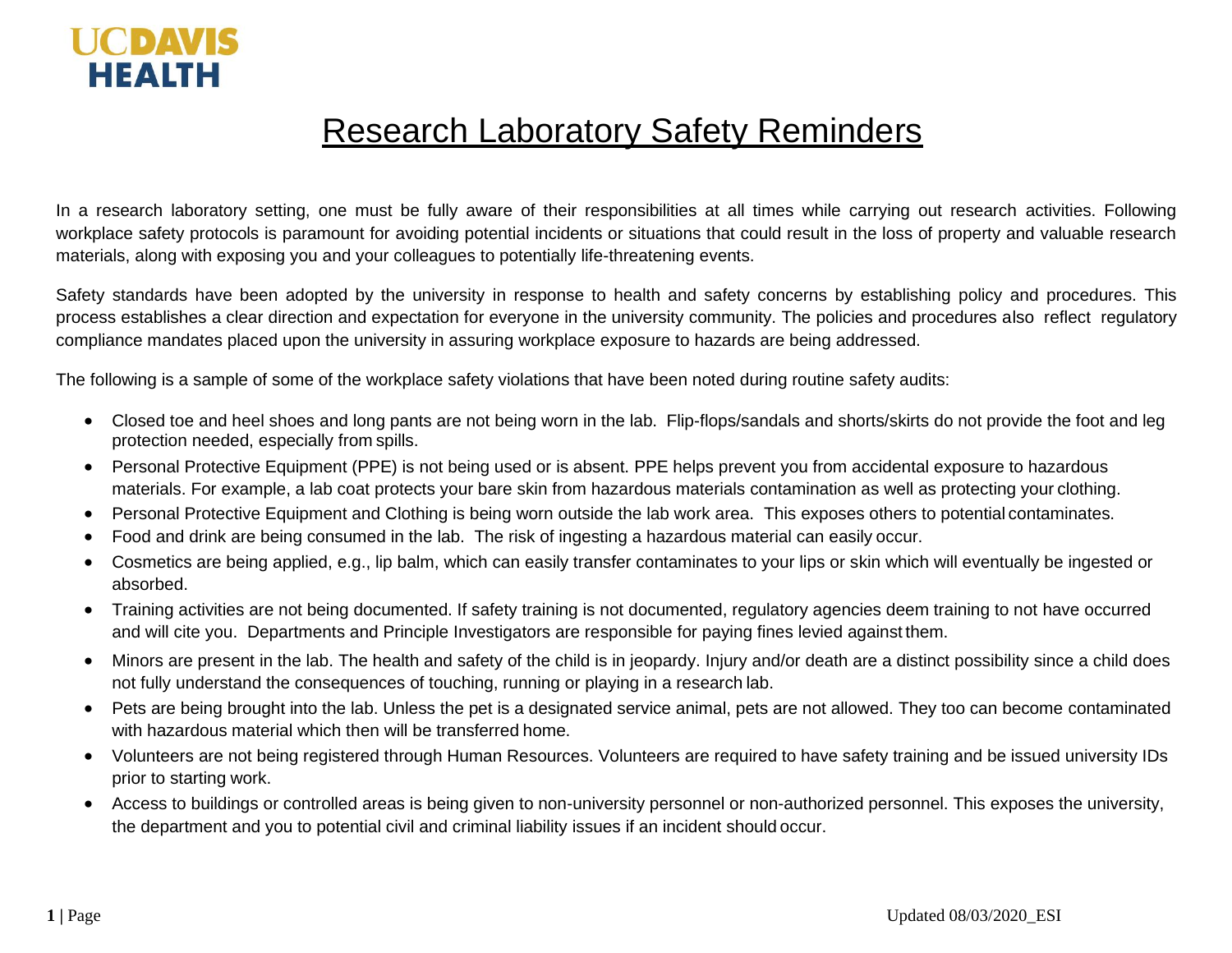UCDAVIS HEALTH

# Research Laboratory Safety Reminders

In a research laboratory setting, one must be fully aware of their responsibilities at all times while carrying out research activities. Following workplace safety protocols is paramount for avoiding potential incidents or situations that could result in the loss of property and valuable research materials, along with exposing you and your colleagues to potentially life-threatening events.

Safety standards have been adopted by the university in response to health and safety concerns by establishing policy and procedures. This process establishes a clear direction and expectation for everyone in the university community. The policies and procedures also reflect regulatory compliance mandates placed upon the university in assuring workplace exposure to hazards are being addressed.

The following is a sample of some of the workplace safety violations that have been noted during routine safety audits:

- Closed toe and heel shoes and long pants are not being worn in the lab. Flip-flops/sandals and shorts/skirts do not provide the foot and leg protection needed, especially from spills.
- Personal Protective Equipment (PPE) is not being used or is absent. PPE helps prevent you from accidental exposure to hazardous materials. For example, a lab coat protects your bare skin from hazardous materials contamination as well as protecting your clothing.
- Personal Protective Equipment and Clothing is being worn outside the lab work area. This exposes others to potential contaminates.
- Food and drink are being consumed in the lab. The risk of ingesting a hazardous material can easily occur.
- Cosmetics are being applied, e.g., lip balm, which can easily transfer contaminates to your lips or skin which will eventually be ingested or absorbed.
- Training activities are not being documented. If safety training is not documented, regulatory agencies deem training to not have occurred and will cite you. Departments and Principle Investigators are responsible for paying fines levied against them.
- Minors are present in the lab. The health and safety of the child is in jeopardy. Injury and/or death are a distinct possibility since a child does not fully understand the consequences of touching, running or playing in a research lab.
- Pets are being brought into the lab. Unless the pet is a designated service animal, pets are not allowed. They too can become contaminated with hazardous material which then will be transferred home.
- Volunteers are not being registered through Human Resources. Volunteers are required to have safety training and be issued university IDs prior to starting work.
- Access to buildings or controlled areas is being given to non-university personnel or non-authorized personnel. This exposes the university, the department and you to potential civil and criminal liability issues if an incident should occur.

Updated 08/03/2020_ESI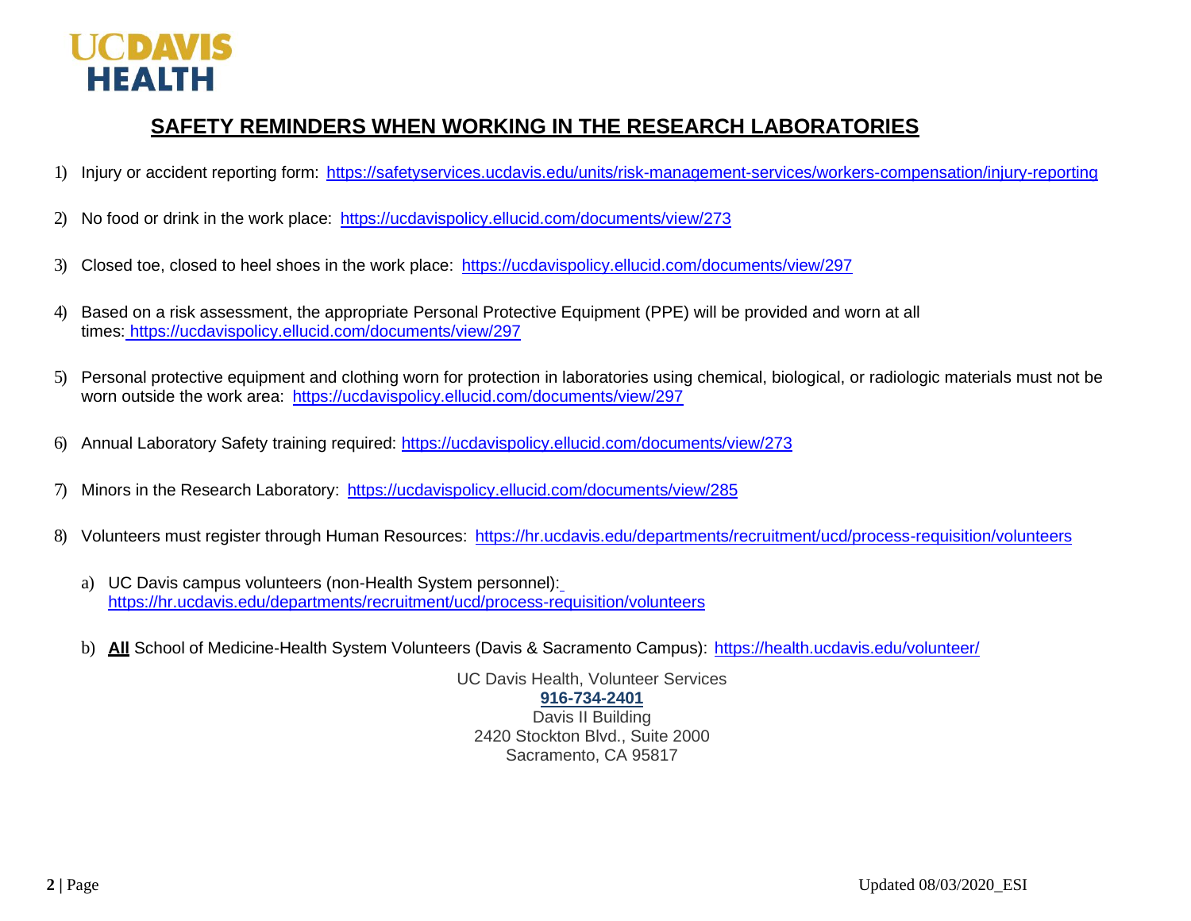UC DAVIS HEALTH

# SAFETY REMINDERS WHEN WORKING IN THE RESEARCH LABORATORIES

1) Injury or accident reporting form: https://safetyservices.ucdavis.edu/units/risk-management-services/workers-compensation/injury-reporting

2) No food or drink in the work place: https://ucdavispolicy.ellucid.com/documents/view/273

3) Closed toe, closed to heel shoes in the work place: https://ucdavispolicy.ellucid.com/documents/view/297

4) Based on a risk assessment, the appropriate Personal Protective Equipment (PPE) will be provided and worn at all times: https://ucdavispolicy.ellucid.com/documents/view/297

5) Personal protective equipment and clothing worn for protection in laboratories using chemical, biological, or radiologic materials must not be worn outside the work area: https://ucdavispolicy.ellucid.com/documents/view/297

6) Annual Laboratory Safety training required: https://ucdavispolicy.ellucid.com/documents/view/273

7) Minors in the Research Laboratory: https://ucdavispolicy.ellucid.com/documents/view/285

8) Volunteers must register through Human Resources: https://hr.ucdavis.edu/departments/recruitment/ucd/process-requisition/volunteers

   a) UC Davis campus volunteers (non-Health System personnel): https://hr.ucdavis.edu/departments/recruitment/ucd/process-requisition/volunteers

   b) **All** School of Medicine-Health System Volunteers (Davis & Sacramento Campus): https://health.ucdavis.edu/volunteer/

UC Davis Health, Volunteer Services
**916-734-2401**
Davis II Building
2420 Stockton Blvd., Suite 2000
Sacramento, CA 95817

Updated 08/03/2020_ESI